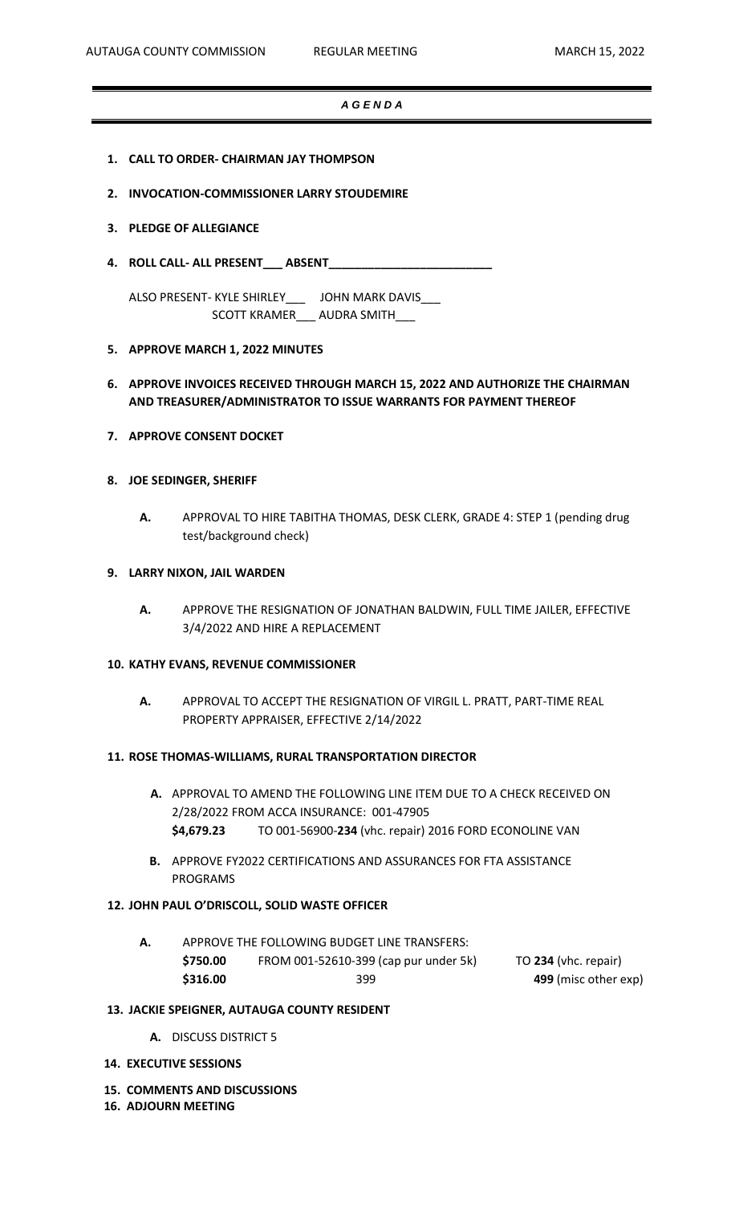AUTAUGA COUNTY COMMISSION REGULAR MEETING MARCH 15, 2022

# *AGENDA*

1. **CALL TO ORDER- CHAIRMAN JAY THOMPSON**

2. **INVOCATION-COMMISSIONER LARRY STOUDEMIRE**

3. **PLEDGE OF ALLEGIANCE**

4. **ROLL CALL- ALL PRESENT___ ABSENT_________________________**

   ALSO PRESENT- KYLE SHIRLEY___ JOHN MARK DAVIS___
   SCOTT KRAMER___ AUDRA SMITH___

5. **APPROVE MARCH 1, 2022 MINUTES**

6. **APPROVE INVOICES RECEIVED THROUGH MARCH 15, 2022 AND AUTHORIZE THE CHAIRMAN AND TREASURER/ADMINISTRATOR TO ISSUE WARRANTS FOR PAYMENT THEREOF**

7. **APPROVE CONSENT DOCKET**

8. **JOE SEDINGER, SHERIFF**

   **A.** APPROVAL TO HIRE TABITHA THOMAS, DESK CLERK, GRADE 4: STEP 1 (pending drug test/background check)

9. **LARRY NIXON, JAIL WARDEN**

   **A.** APPROVE THE RESIGNATION OF JONATHAN BALDWIN, FULL TIME JAILER, EFFECTIVE 3/4/2022 AND HIRE A REPLACEMENT

10. **KATHY EVANS, REVENUE COMMISSIONER**

    **A.** APPROVAL TO ACCEPT THE RESIGNATION OF VIRGIL L. PRATT, PART-TIME REAL PROPERTY APPRAISER, EFFECTIVE 2/14/2022

11. **ROSE THOMAS-WILLIAMS, RURAL TRANSPORTATION DIRECTOR**

    **A.** APPROVAL TO AMEND THE FOLLOWING LINE ITEM DUE TO A CHECK RECEIVED ON 2/28/2022 FROM ACCA INSURANCE: 001-47905
    **$4,679.23** TO 001-56900-**234** (vhc. repair) 2016 FORD ECONOLINE VAN

    **B.** APPROVE FY2022 CERTIFICATIONS AND ASSURANCES FOR FTA ASSISTANCE PROGRAMS

12. **JOHN PAUL O'DRISCOLL, SOLID WASTE OFFICER**

    **A.** APPROVE THE FOLLOWING BUDGET LINE TRANSFERS:

    | | | |
    |---|---|---|
    | **$750.00** | FROM 001-52610-399 (cap pur under 5k) | TO **234** (vhc. repair) |
    | **$316.00** | 399 | **499** (misc other exp) |

13. **JACKIE SPEIGNER, AUTAUGA COUNTY RESIDENT**

    **A.** DISCUSS DISTRICT 5

14. **EXECUTIVE SESSIONS**

15. **COMMENTS AND DISCUSSIONS**

16. **ADJOURN MEETING**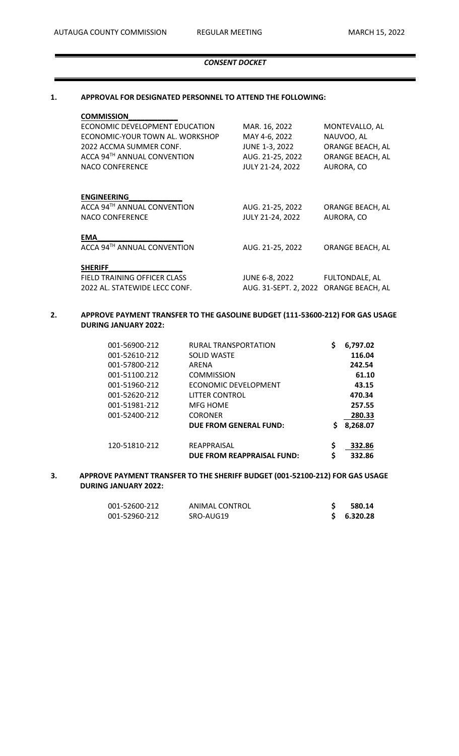*CONSENT DOCKET*

1. **APPROVAL FOR DESIGNATED PERSONNEL TO ATTEND THE FOLLOWING:**

| | | |
|---|---|---|
| **COMMISSION** | | |
| ECONOMIC DEVELOPMENT EDUCATION | MAR. 16, 2022 | MONTEVALLO, AL |
| ECONOMIC-YOUR TOWN AL. WORKSHOP | MAY 4-6, 2022 | NAUVOO, AL |
| 2022 ACCMA SUMMER CONF. | JUNE 1-3, 2022 | ORANGE BEACH, AL |
| ACCA 94TH ANNUAL CONVENTION | AUG. 21-25, 2022 | ORANGE BEACH, AL |
| NACO CONFERENCE | JULY 21-24, 2022 | AURORA, CO |
| **ENGINEERING** | | |
| ACCA 94TH ANNUAL CONVENTION | AUG. 21-25, 2022 | ORANGE BEACH, AL |
| NACO CONFERENCE | JULY 21-24, 2022 | AURORA, CO |
| **EMA** | | |
| ACCA 94TH ANNUAL CONVENTION | AUG. 21-25, 2022 | ORANGE BEACH, AL |
| **SHERIFF** | | |
| FIELD TRAINING OFFICER CLASS | JUNE 6-8, 2022 | FULTONDALE, AL |
| 2022 AL. STATEWIDE LECC CONF. | AUG. 31-SEPT. 2, 2022 | ORANGE BEACH, AL |

2. **APPROVE PAYMENT TRANSFER TO THE GASOLINE BUDGET (111-53600-212) FOR GAS USAGE DURING JANUARY 2022:**

| | | |
|---|---|---|
| 001-56900-212 | RURAL TRANSPORTATION | $ 6,797.02 |
| 001-52610-212 | SOLID WASTE | 116.04 |
| 001-57800-212 | ARENA | 242.54 |
| 001-51100.212 | COMMISSION | 61.10 |
| 001-51960-212 | ECONOMIC DEVELOPMENT | 43.15 |
| 001-52620-212 | LITTER CONTROL | 470.34 |
| 001-51981-212 | MFG HOME | 257.55 |
| 001-52400-212 | CORONER | 280.33 |
| | **DUE FROM GENERAL FUND:** | **$ 8,268.07** |
| 120-51810-212 | REAPPRAISAL | $ 332.86 |
| | **DUE FROM REAPPRAISAL FUND:** | **$ 332.86** |

3. **APPROVE PAYMENT TRANSFER TO THE SHERIFF BUDGET (001-52100-212) FOR GAS USAGE DURING JANUARY 2022:**

| | | |
|---|---|---|
| 001-52600-212 | ANIMAL CONTROL | $ 580.14 |
| 001-52960-212 | SRO-AUG19 | $ 6.320.28 |